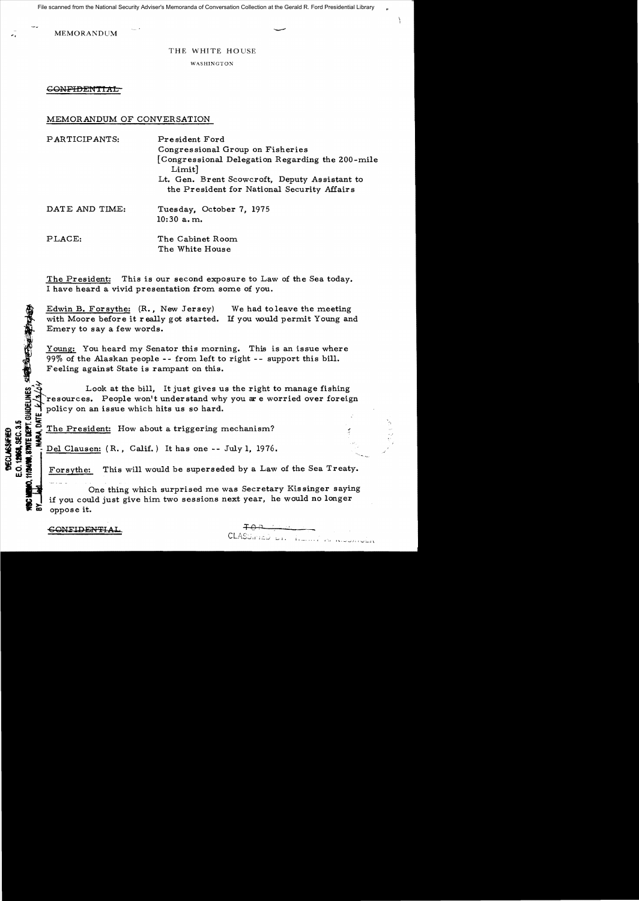MEMORANDUM

THE WHITE HOUSE

WASHINGTON

~~CONFIDENTIAL~~

MEMORANDUM OF CONVERSATION

PARTICIPANTS: President Ford
Congressional Group on Fisheries
[Congressional Delegation Regarding the 200-mile Limit]
Lt. Gen. Brent Scowcroft, Deputy Assistant to the President for National Security Affairs

DATE AND TIME: Tuesday, October 7, 1975
10:30 a.m.

PLACE: The Cabinet Room
The White House

The President: This is our second exposure to Law of the Sea today. I have heard a vivid presentation from some of you.

Edwin B. Forsythe: (R., New Jersey) We had to leave the meeting with Moore before it really got started. If you would permit Young and Emery to say a few words.

Young: You heard my Senator this morning. This is an issue where 99% of the Alaskan people -- from left to right -- support this bill. Feeling against State is rampant on this.

Look at the bill. It just gives us the right to manage fishing resources. People won't understand why you are worried over foreign policy on an issue which hits us so hard.

The President: How about a triggering mechanism?

Del Clausen: (R., Calif.) It has one -- July 1, 1976.

Forsythe: This will would be superseded by a Law of the Sea Treaty.

One thing which surprised me was Secretary Kissinger saying if you could just give him two sessions next year, he would no longer oppose it.

~~CONFIDENTIAL~~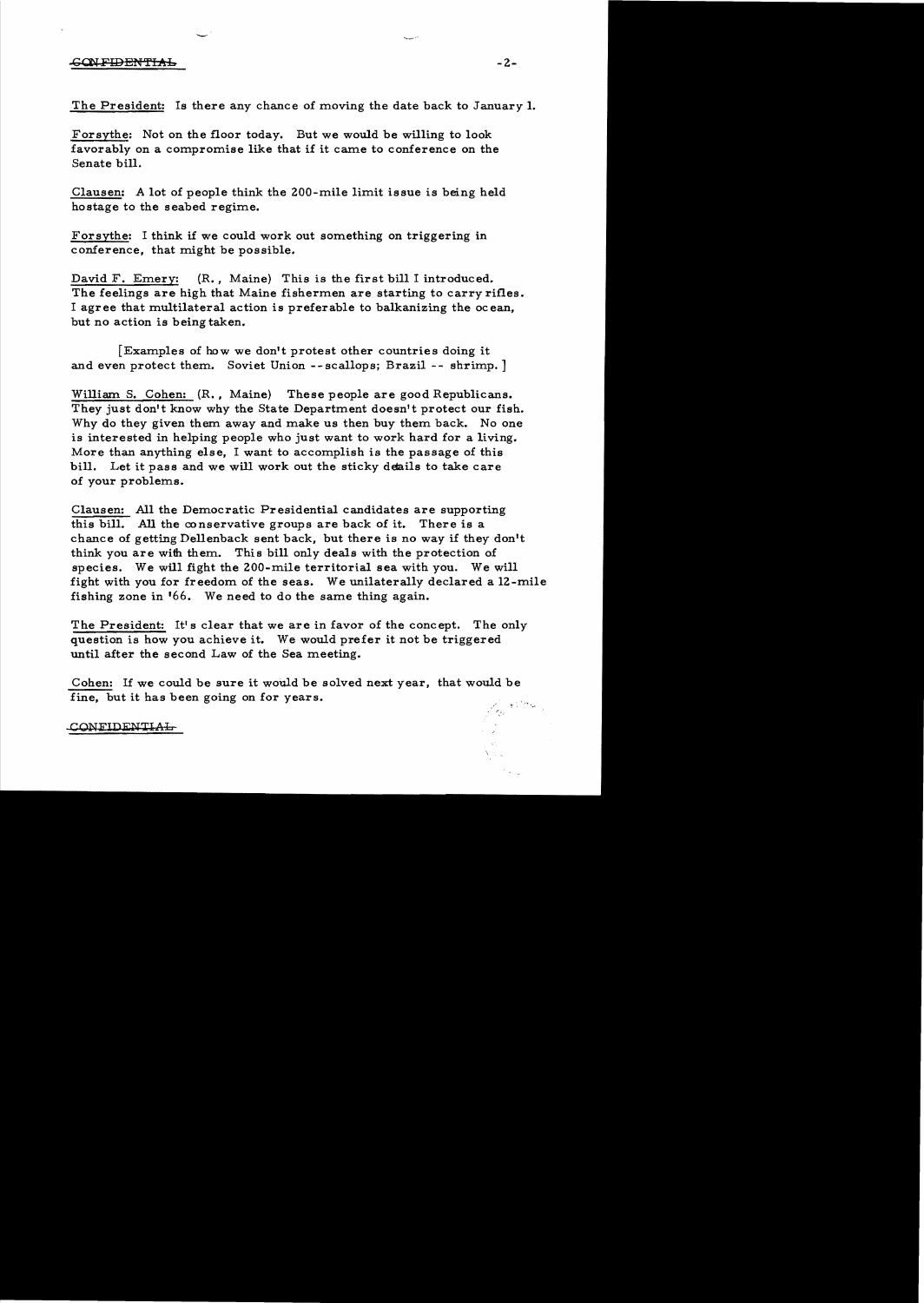The President: Is there any chance of moving the date back to January 1.

Forsythe: Not on the floor today. But we would be willing to look favorably on a compromise like that if it came to conference on the Senate bill.

Clausen: A lot of people think the 200-mile limit issue is being held hostage to the seabed regime.

Forsythe: I think if we could work out something on triggering in conference, that might be possible.

David F. Emery: (R., Maine) This is the first bill I introduced. The feelings are high that Maine fishermen are starting to carry rifles. I agree that multilateral action is preferable to balkanizing the ocean, but no action is being taken.

[Examples of how we don't protest other countries doing it and even protect them. Soviet Union -- scallops; Brazil -- shrimp.]

William S. Cohen: (R., Maine) These people are good Republicans. They just don't know why the State Department doesn't protect our fish. Why do they given them away and make us then buy them back. No one is interested in helping people who just want to work hard for a living. More than anything else, I want to accomplish is the passage of this bill. Let it pass and we will work out the sticky details to take care of your problems.

Clausen: All the Democratic Presidential candidates are supporting this bill. All the conservative groups are back of it. There is a chance of getting Dellenback sent back, but there is no way if they don't think you are with them. This bill only deals with the protection of species. We will fight the 200-mile territorial sea with you. We will fight with you for freedom of the seas. We unilaterally declared a 12-mile fishing zone in '66. We need to do the same thing again.

The President: It's clear that we are in favor of the concept. The only question is how you achieve it. We would prefer it not be triggered until after the second Law of the Sea meeting.

Cohen: If we could be sure it would be solved next year, that would be fine, but it has been going on for years.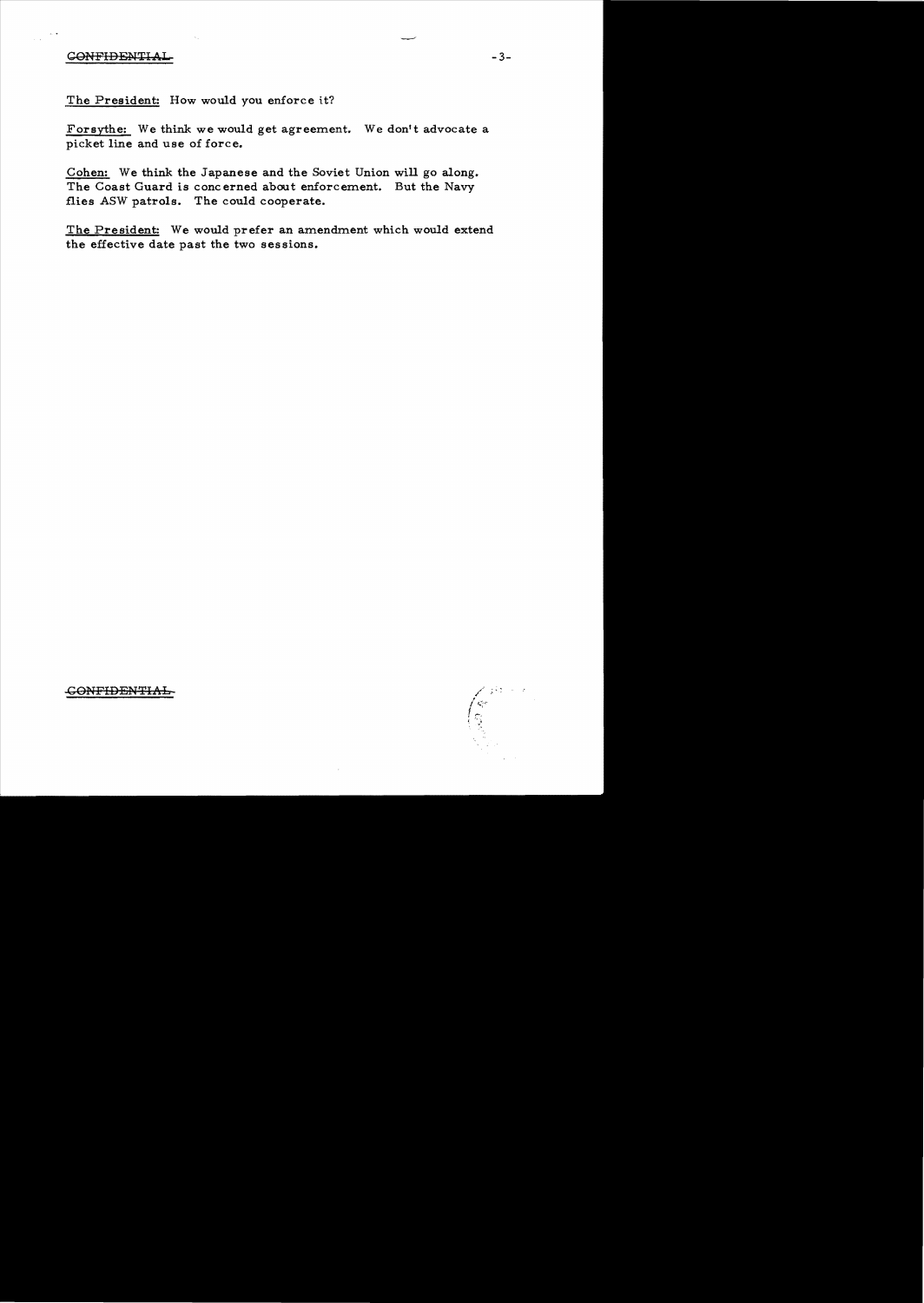The President: How would you enforce it?

Forsythe: We think we would get agreement. We don't advocate a picket line and use of force.

Cohen: We think the Japanese and the Soviet Union will go along. The Coast Guard is concerned about enforcement. But the Navy flies ASW patrols. The could cooperate.

The President: We would prefer an amendment which would extend the effective date past the two sessions.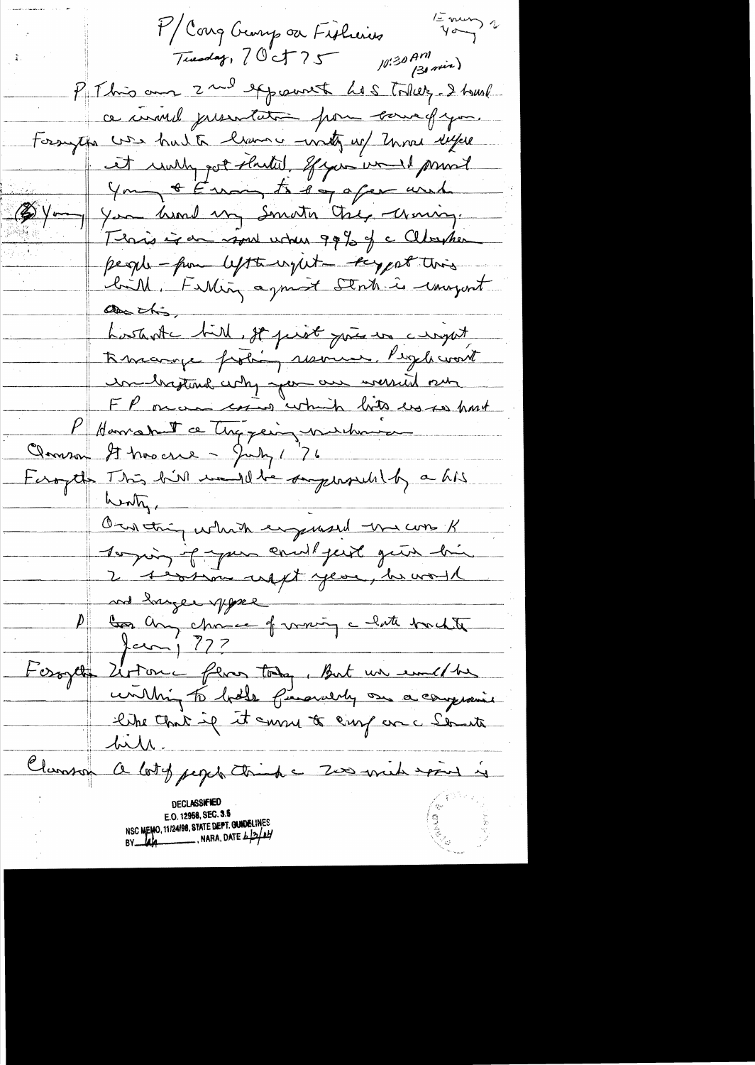P/Cong Group on Fisheries
Tuesday, 7 Oct 75 10:30 AM (30 min)

15 min? 2 Young

P This our 2nd appointment Lots Today. I heard a [?] presentation from [?] of you.

Forsythe We had to have a meeting w/ Young before it really got started. If you would permit Young & Emery to say a few words.

(2) Young You heard my Senator this morning. This is an issue where 99% of Alaskan people — from left to right — support this bill. Falling against Stout is important on this.

Lost the bill, it just gives us a right to manage fishing resources. People won't understand why you are worried over FP [?] which hits us so hard.

P How about a [?]

Clausen It has one — July 1 '76

Forsythe This bill would be superseded by a LOS treaty.

One thing which surprised me was K saying if you could just give him 2 sessions next year, he would not be [?]

P Any chance of winning a late treaty Jan 1 77?

Forsythe Not on the floor today. But we would be willing to hold [?] on a compromise like that if it comes to conf on a Senate bill.

Clausen A lot of people think a 200 mile limit is

DECLASSIFIED
E.O. 12958, SEC. 3.5
NSC MEMO, 11/24/98, STATE DEPT. GUIDELINES
BY [?] NARA, DATE 6/3/04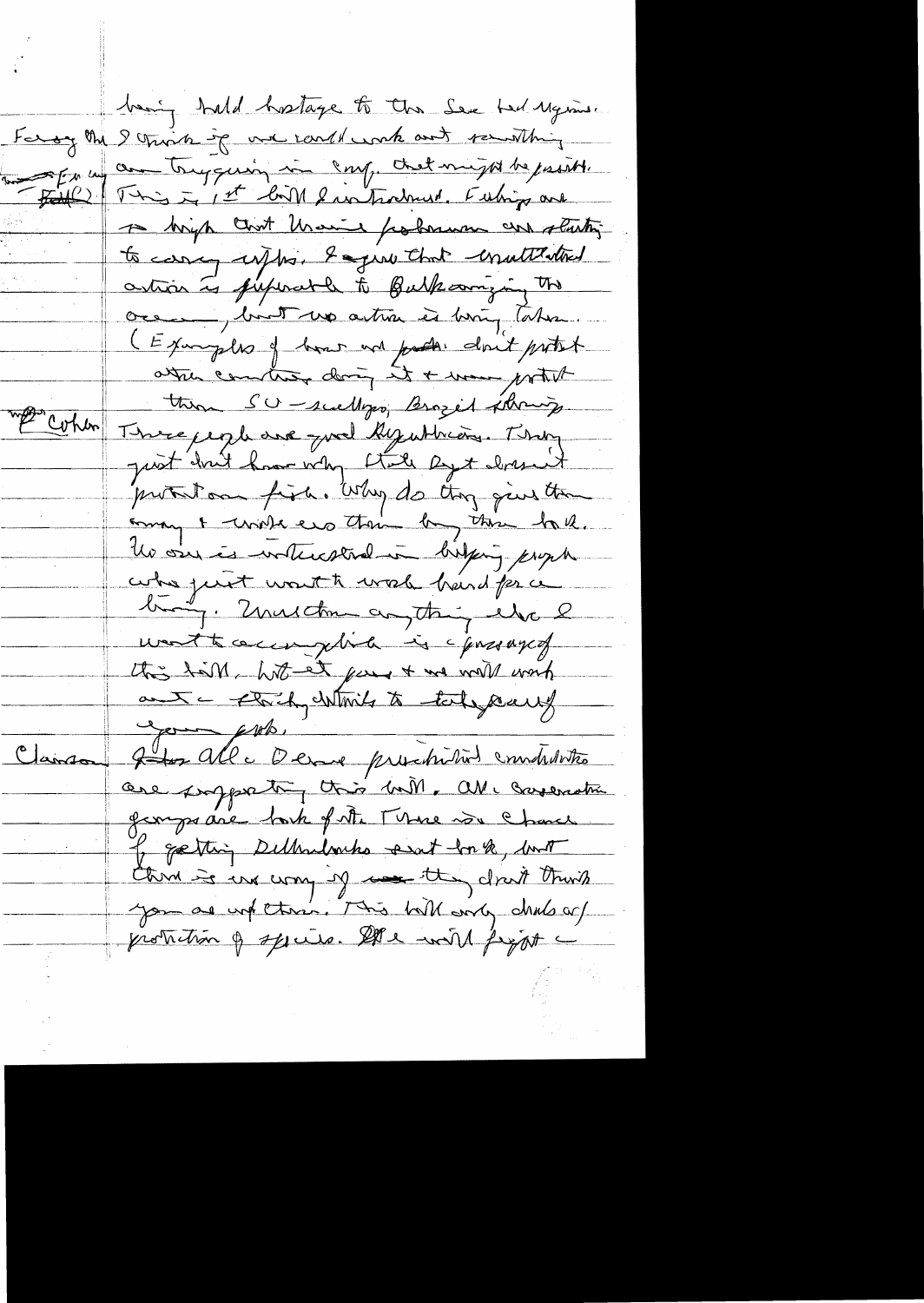being held hostage to the Sea Bed Regime.

Faroy the I think if we could work out something
for on an Ecuadorean in Cong. that might be possible.
(Fall?) This is 1st bill I introduced. Fishing are
so high that Ucuador fishermen are starting
to carry weapons. I agree that unilateral
action is preferable to Balkanizing the
ocean, but no action is being taken.
(Examples of how we protect don't protect
other countries doing it + we protect
them SU – scallops, Brazil shrimp.

Mr Cohen: These people are good Republicans. They
just don't know why State Dept doesn't
protect our fish. Why do they give them
money + write our them by them back.
No one is interested in helping people
who just want to work hard for a
living. Must than anything else I
want to accomplish is c passage of
this bill. Let it pass + we will work
out a clarifying details to take care of
your prob.

Clausen: I too all c Demo presidential candidates
are supporting this bill. All conservation
groups are back of it. There is a chance
of getting Dellenbacks seat back, but
there is no way if — they don't think
you are up there. This bill only deals w/
protection of species. We will fight —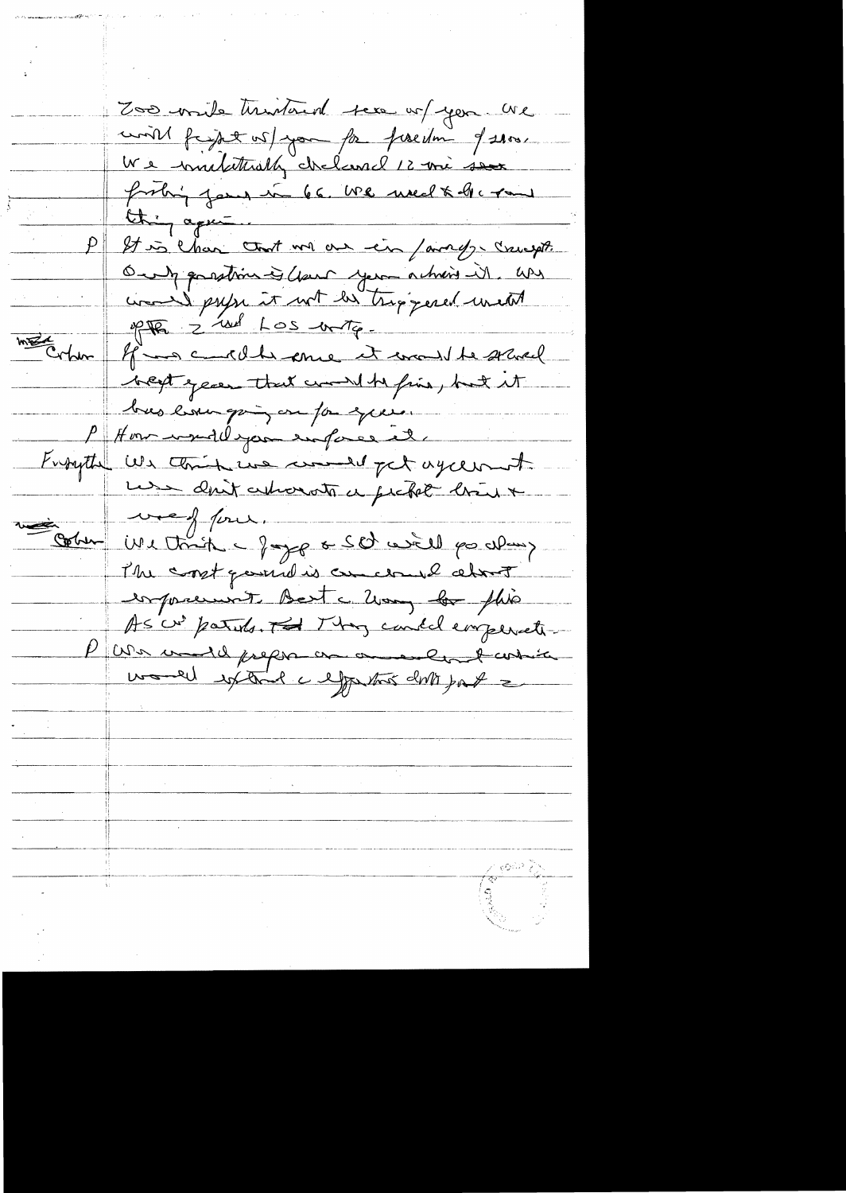200 mile limit and [?] w/ you. We will fight w/ you for freedom of seas. We unilaterally declared 12 mi sea fishing zone in 66. We need to do the same thing again.

P It is clear that we are in [?] concept. Only question is when you achieve it. We would prefer it not be triggered until after 2nd LOS mtg.

Nordli If we could be sure it would be solved next year that would be fine, but it has been going on for years.

P How would you enforce it.

Frydenlund We think we could get agreement. We don't authorize a picket line & use of force.

Nordli We think Japan & SU will go along. The most ground is concerned about enforcement. Best a way for this. As w/ patrols. [?] They could cooperate.

P We would prefer an amendment which would extend effective date past 2